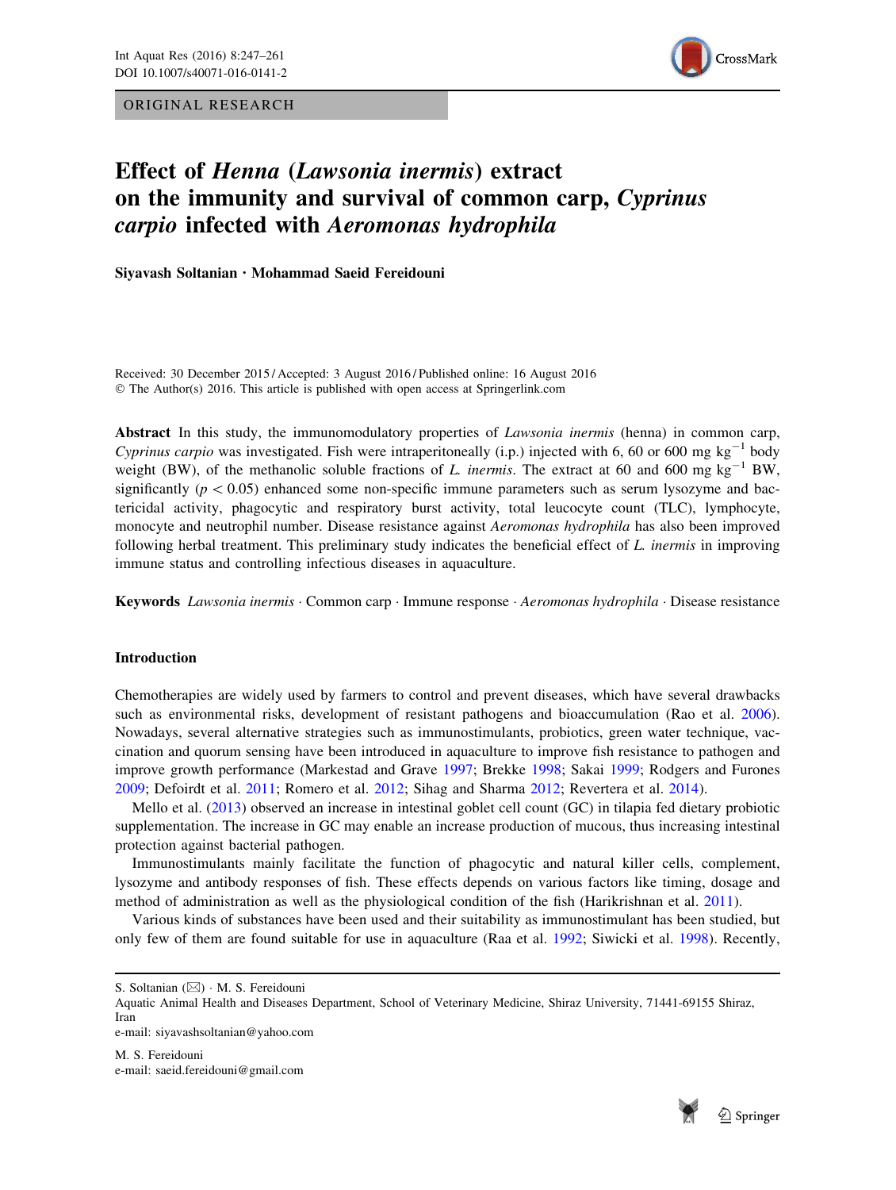ORIGINAL RESEARCH

# Effect of *Henna* (*Lawsonia inermis*) extract on the immunity and survival of common carp, *Cyprinus carpio* infected with *Aeromonas hydrophila*

**Siyavash Soltanian · Mohammad Saeid Fereidouni**

Received: 30 December 2015 / Accepted: 3 August 2016 / Published online: 16 August 2016
© The Author(s) 2016. This article is published with open access at Springerlink.com

**Abstract** In this study, the immunomodulatory properties of *Lawsonia inermis* (henna) in common carp, *Cyprinus carpio* was investigated. Fish were intraperitoneally (i.p.) injected with 6, 60 or 600 mg $kg^{-1}$ body weight (BW), of the methanolic soluble fractions of *L. inermis*. The extract at 60 and 600 mg $kg^{-1}$ BW, significantly ($p < 0.05$) enhanced some non-specific immune parameters such as serum lysozyme and bactericidal activity, phagocytic and respiratory burst activity, total leucocyte count (TLC), lymphocyte, monocyte and neutrophil number. Disease resistance against *Aeromonas hydrophila* has also been improved following herbal treatment. This preliminary study indicates the beneficial effect of *L. inermis* in improving immune status and controlling infectious diseases in aquaculture.

**Keywords** *Lawsonia inermis* · Common carp · Immune response · *Aeromonas hydrophila* · Disease resistance

## Introduction

Chemotherapies are widely used by farmers to control and prevent diseases, which have several drawbacks such as environmental risks, development of resistant pathogens and bioaccumulation (Rao et al. 2006). Nowadays, several alternative strategies such as immunostimulants, probiotics, green water technique, vaccination and quorum sensing have been introduced in aquaculture to improve fish resistance to pathogen and improve growth performance (Markestad and Grave 1997; Brekke 1998; Sakai 1999; Rodgers and Furones 2009; Defoirdt et al. 2011; Romero et al. 2012; Sihag and Sharma 2012; Revertera et al. 2014).

Mello et al. (2013) observed an increase in intestinal goblet cell count (GC) in tilapia fed dietary probiotic supplementation. The increase in GC may enable an increase production of mucous, thus increasing intestinal protection against bacterial pathogen.

Immunostimulants mainly facilitate the function of phagocytic and natural killer cells, complement, lysozyme and antibody responses of fish. These effects depends on various factors like timing, dosage and method of administration as well as the physiological condition of the fish (Harikrishnan et al. 2011).

Various kinds of substances have been used and their suitability as immunostimulant has been studied, but only few of them are found suitable for use in aquaculture (Raa et al. 1992; Siwicki et al. 1998). Recently,

---

S. Soltanian (✉) · M. S. Fereidouni
Aquatic Animal Health and Diseases Department, School of Veterinary Medicine, Shiraz University, 71441-69155 Shiraz, Iran
e-mail: siyavashsoltanian@yahoo.com

M. S. Fereidouni
e-mail: saeid.fereidouni@gmail.com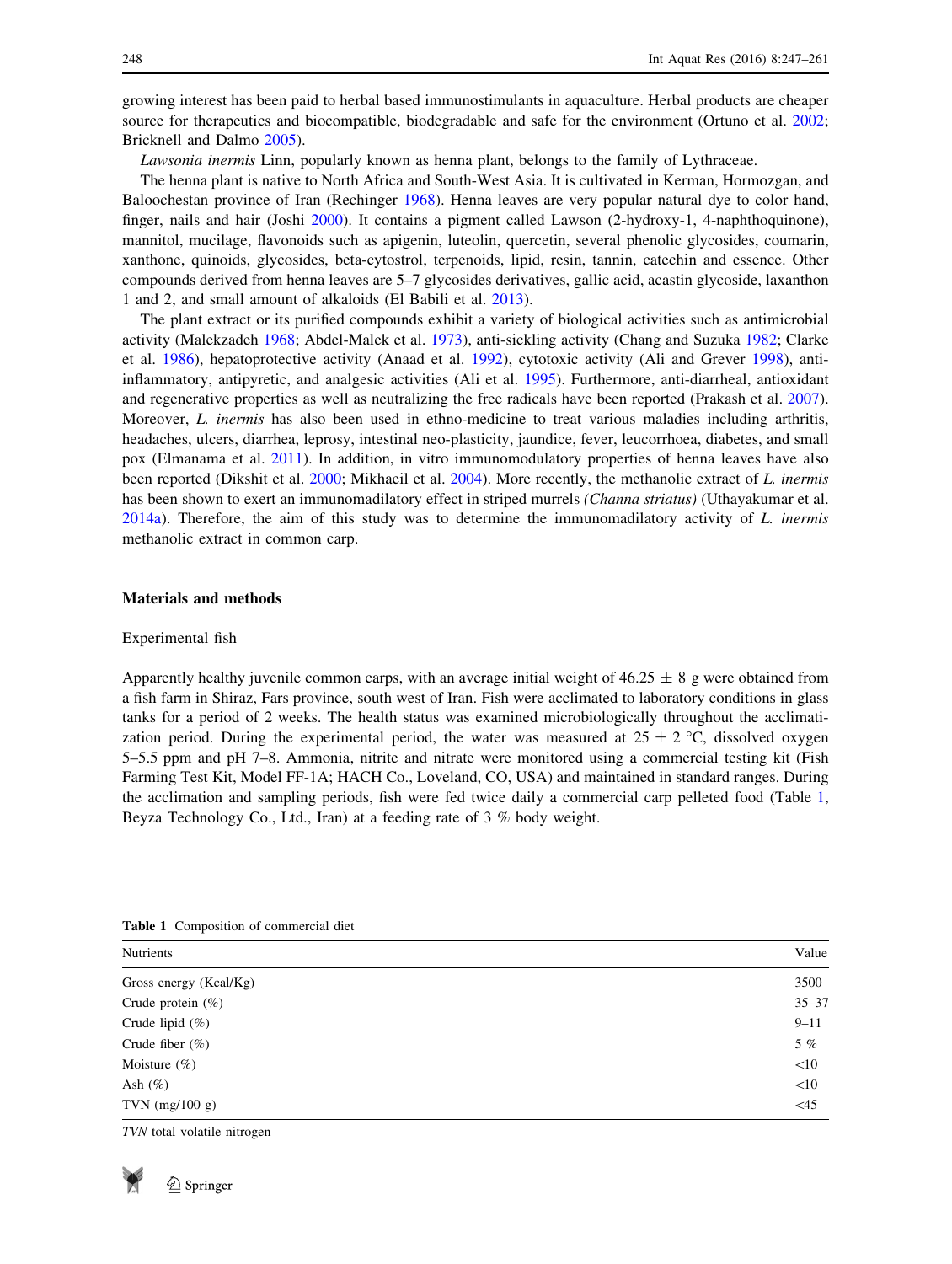growing interest has been paid to herbal based immunostimulants in aquaculture. Herbal products are cheaper source for therapeutics and biocompatible, biodegradable and safe for the environment (Ortuno et al. 2002; Bricknell and Dalmo 2005).

*Lawsonia inermis* Linn, popularly known as henna plant, belongs to the family of Lythraceae.

The henna plant is native to North Africa and South-West Asia. It is cultivated in Kerman, Hormozgan, and Baloochestan province of Iran (Rechinger 1968). Henna leaves are very popular natural dye to color hand, finger, nails and hair (Joshi 2000). It contains a pigment called Lawson (2-hydroxy-1, 4-naphthoquinone), mannitol, mucilage, flavonoids such as apigenin, luteolin, quercetin, several phenolic glycosides, coumarin, xanthone, quinoids, glycosides, beta-cytostrol, terpenoids, lipid, resin, tannin, catechin and essence. Other compounds derived from henna leaves are 5–7 glycosides derivatives, gallic acid, acastin glycoside, laxanthon 1 and 2, and small amount of alkaloids (El Babili et al. 2013).

The plant extract or its purified compounds exhibit a variety of biological activities such as antimicrobial activity (Malekzadeh 1968; Abdel-Malek et al. 1973), anti-sickling activity (Chang and Suzuka 1982; Clarke et al. 1986), hepatoprotective activity (Anaad et al. 1992), cytotoxic activity (Ali and Grever 1998), anti-inflammatory, antipyretic, and analgesic activities (Ali et al. 1995). Furthermore, anti-diarrheal, antioxidant and regenerative properties as well as neutralizing the free radicals have been reported (Prakash et al. 2007). Moreover, *L. inermis* has also been used in ethno-medicine to treat various maladies including arthritis, headaches, ulcers, diarrhea, leprosy, intestinal neo-plasticity, jaundice, fever, leucorrhoea, diabetes, and small pox (Elmanama et al. 2011). In addition, in vitro immunomodulatory properties of henna leaves have also been reported (Dikshit et al. 2000; Mikhaeil et al. 2004). More recently, the methanolic extract of *L. inermis* has been shown to exert an immunomadilatory effect in striped murrels *(Channa striatus)* (Uthayakumar et al. 2014a). Therefore, the aim of this study was to determine the immunomadilatory activity of *L. inermis* methanolic extract in common carp.

## Materials and methods

### Experimental fish

Apparently healthy juvenile common carps, with an average initial weight of 46.25 ± 8 g were obtained from a fish farm in Shiraz, Fars province, south west of Iran. Fish were acclimated to laboratory conditions in glass tanks for a period of 2 weeks. The health status was examined microbiologically throughout the acclimatization period. During the experimental period, the water was measured at 25 ± 2 °C, dissolved oxygen 5–5.5 ppm and pH 7–8. Ammonia, nitrite and nitrate were monitored using a commercial testing kit (Fish Farming Test Kit, Model FF-1A; HACH Co., Loveland, CO, USA) and maintained in standard ranges. During the acclimation and sampling periods, fish were fed twice daily a commercial carp pelleted food (Table 1, Beyza Technology Co., Ltd., Iran) at a feeding rate of 3 % body weight.

**Table 1** Composition of commercial diet

| Nutrients | Value |
|---|---|
| Gross energy (Kcal/Kg) | 3500 |
| Crude protein (%) | 35–37 |
| Crude lipid (%) | 9–11 |
| Crude fiber (%) | 5 % |
| Moisture (%) | <10 |
| Ash (%) | <10 |
| TVN (mg/100 g) | <45 |

*TVN* total volatile nitrogen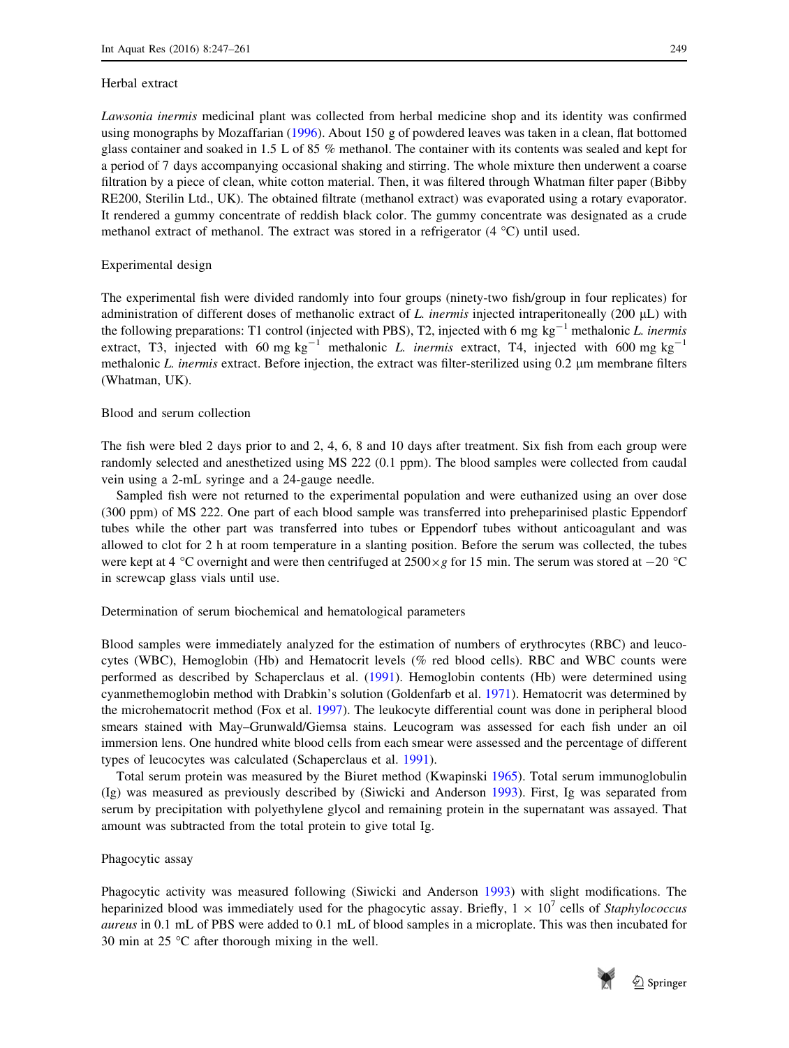### Herbal extract

*Lawsonia inermis* medicinal plant was collected from herbal medicine shop and its identity was confirmed using monographs by Mozaffarian (1996). About 150 g of powdered leaves was taken in a clean, flat bottomed glass container and soaked in 1.5 L of 85 % methanol. The container with its contents was sealed and kept for a period of 7 days accompanying occasional shaking and stirring. The whole mixture then underwent a coarse filtration by a piece of clean, white cotton material. Then, it was filtered through Whatman filter paper (Bibby RE200, Sterilin Ltd., UK). The obtained filtrate (methanol extract) was evaporated using a rotary evaporator. It rendered a gummy concentrate of reddish black color. The gummy concentrate was designated as a crude methanol extract of methanol. The extract was stored in a refrigerator (4 °C) until used.

### Experimental design

The experimental fish were divided randomly into four groups (ninety-two fish/group in four replicates) for administration of different doses of methanolic extract of *L. inermis* injected intraperitoneally (200 µL) with the following preparations: T1 control (injected with PBS), T2, injected with 6 mg $kg^{-1}$ methalonic *L. inermis* extract, T3, injected with 60 mg $kg^{-1}$ methalonic *L. inermis* extract, T4, injected with 600 mg $kg^{-1}$ methalonic *L. inermis* extract. Before injection, the extract was filter-sterilized using 0.2 µm membrane filters (Whatman, UK).

### Blood and serum collection

The fish were bled 2 days prior to and 2, 4, 6, 8 and 10 days after treatment. Six fish from each group were randomly selected and anesthetized using MS 222 (0.1 ppm). The blood samples were collected from caudal vein using a 2-mL syringe and a 24-gauge needle.

Sampled fish were not returned to the experimental population and were euthanized using an over dose (300 ppm) of MS 222. One part of each blood sample was transferred into preheparinised plastic Eppendorf tubes while the other part was transferred into tubes or Eppendorf tubes without anticoagulant and was allowed to clot for 2 h at room temperature in a slanting position. Before the serum was collected, the tubes were kept at 4 °C overnight and were then centrifuged at 2500×*g* for 15 min. The serum was stored at −20 °C in screwcap glass vials until use.

### Determination of serum biochemical and hematological parameters

Blood samples were immediately analyzed for the estimation of numbers of erythrocytes (RBC) and leucocytes (WBC), Hemoglobin (Hb) and Hematocrit levels (% red blood cells). RBC and WBC counts were performed as described by Schaperclaus et al. (1991). Hemoglobin contents (Hb) were determined using cyanmethemoglobin method with Drabkin's solution (Goldenfarb et al. 1971). Hematocrit was determined by the microhematocrit method (Fox et al. 1997). The leukocyte differential count was done in peripheral blood smears stained with May–Grunwald/Giemsa stains. Leucogram was assessed for each fish under an oil immersion lens. One hundred white blood cells from each smear were assessed and the percentage of different types of leucocytes was calculated (Schaperclaus et al. 1991).

Total serum protein was measured by the Biuret method (Kwapinski 1965). Total serum immunoglobulin (Ig) was measured as previously described by (Siwicki and Anderson 1993). First, Ig was separated from serum by precipitation with polyethylene glycol and remaining protein in the supernatant was assayed. That amount was subtracted from the total protein to give total Ig.

### Phagocytic assay

Phagocytic activity was measured following (Siwicki and Anderson 1993) with slight modifications. The heparinized blood was immediately used for the phagocytic assay. Briefly, $1 \times 10^7$ cells of *Staphylococcus aureus* in 0.1 mL of PBS were added to 0.1 mL of blood samples in a microplate. This was then incubated for 30 min at 25 °C after thorough mixing in the well.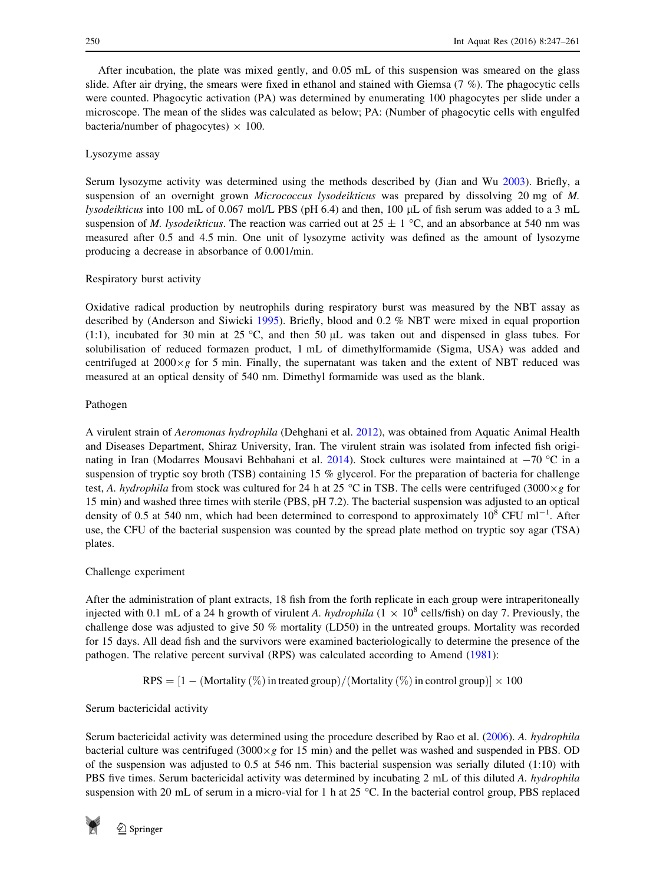After incubation, the plate was mixed gently, and 0.05 mL of this suspension was smeared on the glass slide. After air drying, the smears were fixed in ethanol and stained with Giemsa (7 %). The phagocytic cells were counted. Phagocytic activation (PA) was determined by enumerating 100 phagocytes per slide under a microscope. The mean of the slides was calculated as below; PA: (Number of phagocytic cells with engulfed bacteria/number of phagocytes) × 100.

### Lysozyme assay

Serum lysozyme activity was determined using the methods described by (Jian and Wu 2003). Briefly, a suspension of an overnight grown *Micrococcus lysodeikticus* was prepared by dissolving 20 mg of *M. lysodeikticus* into 100 mL of 0.067 mol/L PBS (pH 6.4) and then, 100 µL of fish serum was added to a 3 mL suspension of *M. lysodeikticus*. The reaction was carried out at 25 ± 1 °C, and an absorbance at 540 nm was measured after 0.5 and 4.5 min. One unit of lysozyme activity was defined as the amount of lysozyme producing a decrease in absorbance of 0.001/min.

### Respiratory burst activity

Oxidative radical production by neutrophils during respiratory burst was measured by the NBT assay as described by (Anderson and Siwicki 1995). Briefly, blood and 0.2 % NBT were mixed in equal proportion (1:1), incubated for 30 min at 25 °C, and then 50 µL was taken out and dispensed in glass tubes. For solubilisation of reduced formazen product, 1 mL of dimethylformamide (Sigma, USA) was added and centrifuged at 2000×*g* for 5 min. Finally, the supernatant was taken and the extent of NBT reduced was measured at an optical density of 540 nm. Dimethyl formamide was used as the blank.

### Pathogen

A virulent strain of *Aeromonas hydrophila* (Dehghani et al. 2012), was obtained from Aquatic Animal Health and Diseases Department, Shiraz University, Iran. The virulent strain was isolated from infected fish originating in Iran (Modarres Mousavi Behbahani et al. 2014). Stock cultures were maintained at −70 °C in a suspension of tryptic soy broth (TSB) containing 15 % glycerol. For the preparation of bacteria for challenge test, *A. hydrophila* from stock was cultured for 24 h at 25 °C in TSB. The cells were centrifuged (3000×*g* for 15 min) and washed three times with sterile (PBS, pH 7.2). The bacterial suspension was adjusted to an optical density of 0.5 at 540 nm, which had been determined to correspond to approximately $10^8$ CFU $ml^{-1}$. After use, the CFU of the bacterial suspension was counted by the spread plate method on tryptic soy agar (TSA) plates.

### Challenge experiment

After the administration of plant extracts, 18 fish from the forth replicate in each group were intraperitoneally injected with 0.1 mL of a 24 h growth of virulent *A. hydrophila* ($1 \times 10^8$ cells/fish) on day 7. Previously, the challenge dose was adjusted to give 50 % mortality (LD50) in the untreated groups. Mortality was recorded for 15 days. All dead fish and the survivors were examined bacteriologically to determine the presence of the pathogen. The relative percent survival (RPS) was calculated according to Amend (1981):

$$\text{RPS} = [1 - (\text{Mortality}\ (\%)\ \text{in treated group})/(\text{Mortality}\ (\%)\ \text{in control group})] \times 100$$

### Serum bactericidal activity

Serum bactericidal activity was determined using the procedure described by Rao et al. (2006). *A. hydrophila* bacterial culture was centrifuged (3000×*g* for 15 min) and the pellet was washed and suspended in PBS. OD of the suspension was adjusted to 0.5 at 546 nm. This bacterial suspension was serially diluted (1:10) with PBS five times. Serum bactericidal activity was determined by incubating 2 mL of this diluted *A. hydrophila* suspension with 20 mL of serum in a micro-vial for 1 h at 25 °C. In the bacterial control group, PBS replaced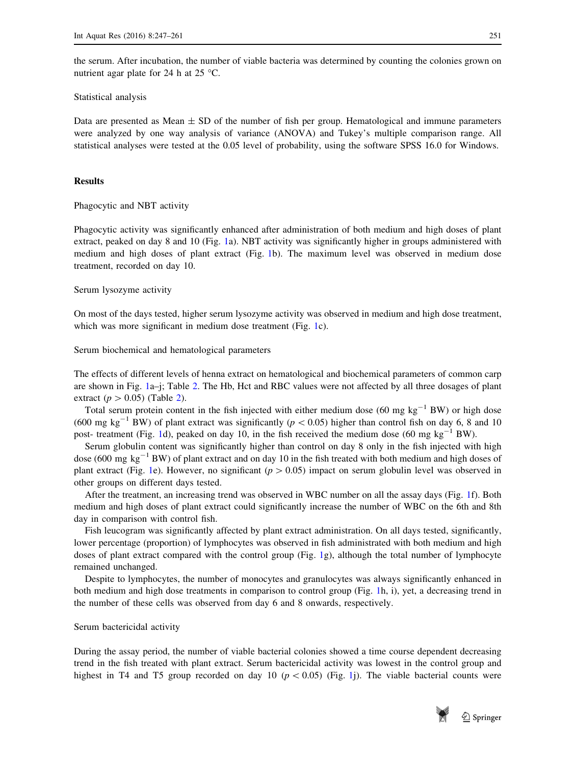the serum. After incubation, the number of viable bacteria was determined by counting the colonies grown on nutrient agar plate for 24 h at 25 °C.

### Statistical analysis

Data are presented as Mean ± SD of the number of fish per group. Hematological and immune parameters were analyzed by one way analysis of variance (ANOVA) and Tukey's multiple comparison range. All statistical analyses were tested at the 0.05 level of probability, using the software SPSS 16.0 for Windows.

## Results

### Phagocytic and NBT activity

Phagocytic activity was significantly enhanced after administration of both medium and high doses of plant extract, peaked on day 8 and 10 (Fig. 1a). NBT activity was significantly higher in groups administered with medium and high doses of plant extract (Fig. 1b). The maximum level was observed in medium dose treatment, recorded on day 10.

### Serum lysozyme activity

On most of the days tested, higher serum lysozyme activity was observed in medium and high dose treatment, which was more significant in medium dose treatment (Fig. 1c).

### Serum biochemical and hematological parameters

The effects of different levels of henna extract on hematological and biochemical parameters of common carp are shown in Fig. 1a–j; Table 2. The Hb, Hct and RBC values were not affected by all three dosages of plant extract ($p > 0.05$) (Table 2).

Total serum protein content in the fish injected with either medium dose (60 mg $kg^{-1}$ BW) or high dose (600 mg $kg^{-1}$ BW) of plant extract was significantly ($p < 0.05$) higher than control fish on day 6, 8 and 10 post- treatment (Fig. 1d), peaked on day 10, in the fish received the medium dose (60 mg $kg^{-1}$ BW).

Serum globulin content was significantly higher than control on day 8 only in the fish injected with high dose (600 mg $kg^{-1}$ BW) of plant extract and on day 10 in the fish treated with both medium and high doses of plant extract (Fig. 1e). However, no significant ($p > 0.05$) impact on serum globulin level was observed in other groups on different days tested.

After the treatment, an increasing trend was observed in WBC number on all the assay days (Fig. 1f). Both medium and high doses of plant extract could significantly increase the number of WBC on the 6th and 8th day in comparison with control fish.

Fish leucogram was significantly affected by plant extract administration. On all days tested, significantly, lower percentage (proportion) of lymphocytes was observed in fish administrated with both medium and high doses of plant extract compared with the control group (Fig. 1g), although the total number of lymphocyte remained unchanged.

Despite to lymphocytes, the number of monocytes and granulocytes was always significantly enhanced in both medium and high dose treatments in comparison to control group (Fig. 1h, i), yet, a decreasing trend in the number of these cells was observed from day 6 and 8 onwards, respectively.

### Serum bactericidal activity

During the assay period, the number of viable bacterial colonies showed a time course dependent decreasing trend in the fish treated with plant extract. Serum bactericidal activity was lowest in the control group and highest in T4 and T5 group recorded on day 10 ($p < 0.05$) (Fig. 1j). The viable bacterial counts were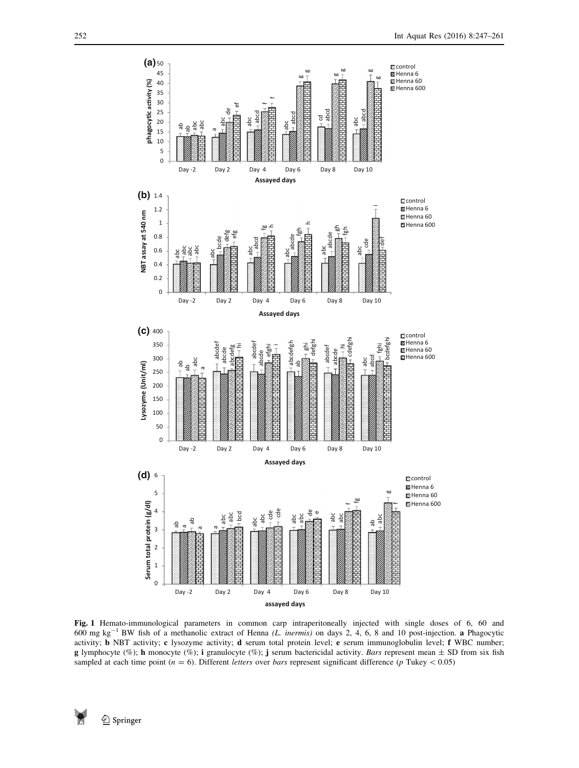Fig. 1 Hemato-immunological parameters in common carp intraperitoneally injected with single doses of 6, 60 and 600 mg $kg^{-1}$ BW fish of a methanolic extract of Henna *(L. inermis)* on days 2, 4, 6, 8 and 10 post-injection. **a** Phagocytic activity; **b** NBT activity; **c** lysozyme activity; **d** serum total protein level; **e** serum immunoglobulin level; **f** WBC number; **g** lymphocyte (%); **h** monocyte (%); **i** granulocyte (%); **j** serum bactericidal activity. *Bars* represent mean ± SD from six fish sampled at each time point ($n = 6$). Different *letters* over *bars* represent significant difference ($p$ Tukey $< 0.05$)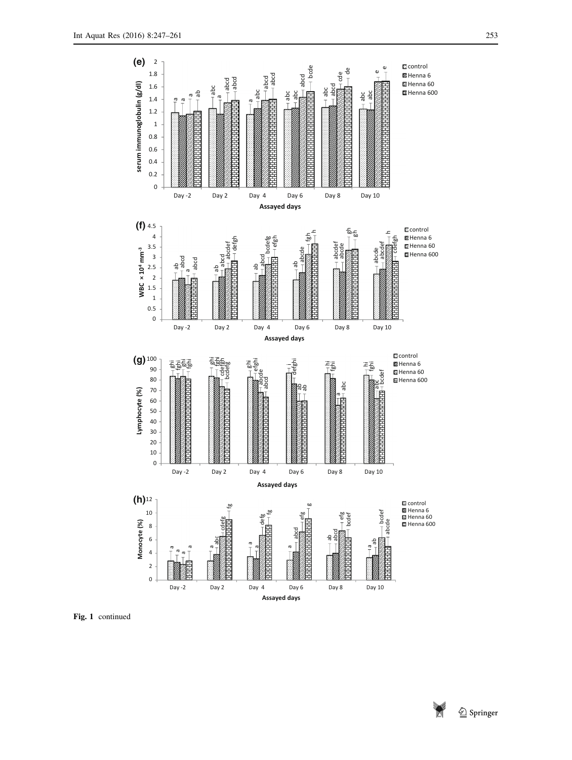Fig. 1 continued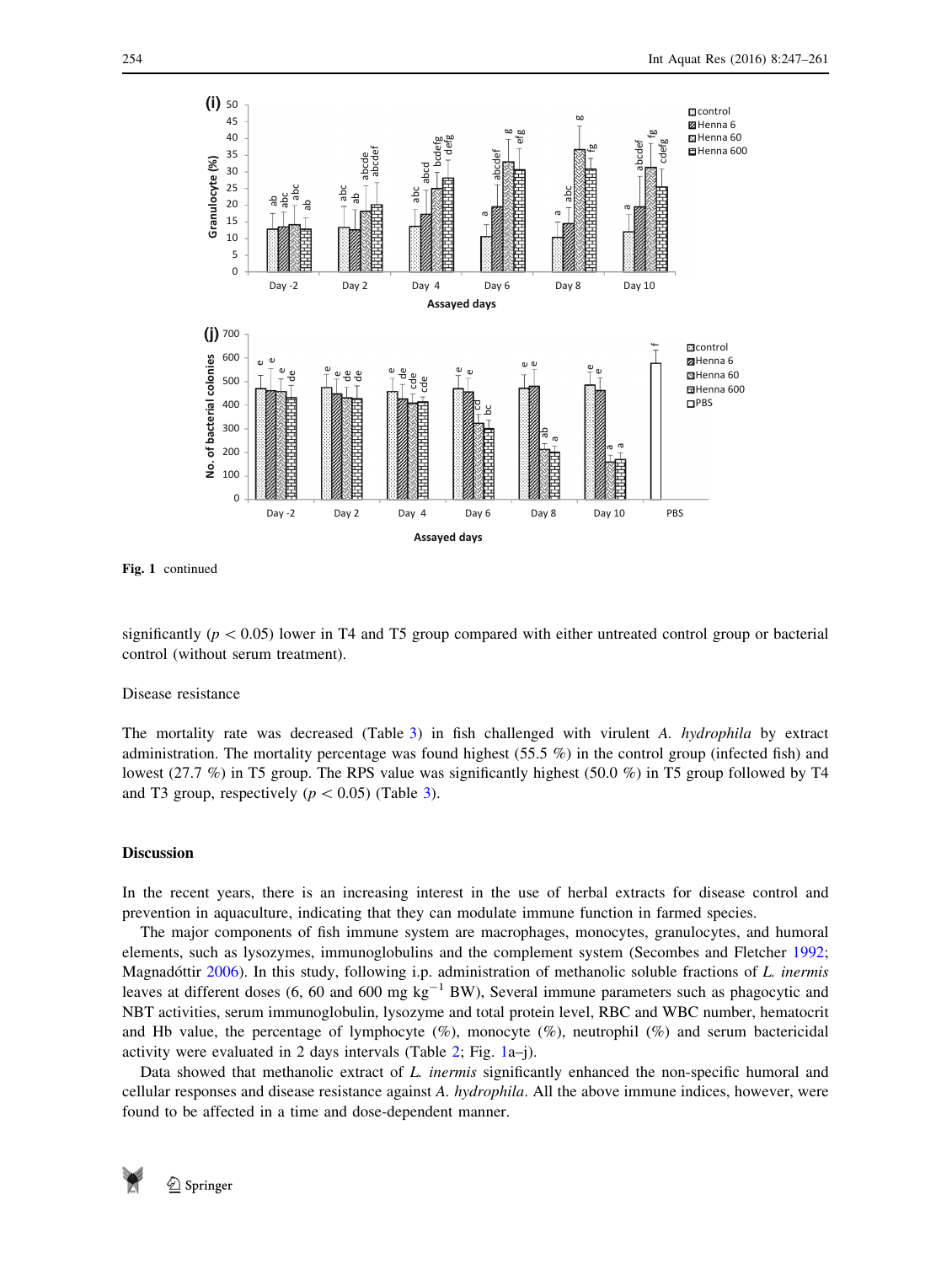Fig. 1 continued

significantly ($p < 0.05$) lower in T4 and T5 group compared with either untreated control group or bacterial control (without serum treatment).

Disease resistance

The mortality rate was decreased (Table 3) in fish challenged with virulent *A. hydrophila* by extract administration. The mortality percentage was found highest (55.5 %) in the control group (infected fish) and lowest (27.7 %) in T5 group. The RPS value was significantly highest (50.0 %) in T5 group followed by T4 and T3 group, respectively ($p < 0.05$) (Table 3).

## Discussion

In the recent years, there is an increasing interest in the use of herbal extracts for disease control and prevention in aquaculture, indicating that they can modulate immune function in farmed species.

The major components of fish immune system are macrophages, monocytes, granulocytes, and humoral elements, such as lysozymes, immunoglobulins and the complement system (Secombes and Fletcher 1992; Magnadóttir 2006). In this study, following i.p. administration of methanolic soluble fractions of *L. inermis* leaves at different doses (6, 60 and 600 mg $kg^{-1}$ BW), Several immune parameters such as phagocytic and NBT activities, serum immunoglobulin, lysozyme and total protein level, RBC and WBC number, hematocrit and Hb value, the percentage of lymphocyte (%), monocyte (%), neutrophil (%) and serum bactericidal activity were evaluated in 2 days intervals (Table 2; Fig. 1a–j).

Data showed that methanolic extract of *L. inermis* significantly enhanced the non-specific humoral and cellular responses and disease resistance against *A. hydrophila*. All the above immune indices, however, were found to be affected in a time and dose-dependent manner.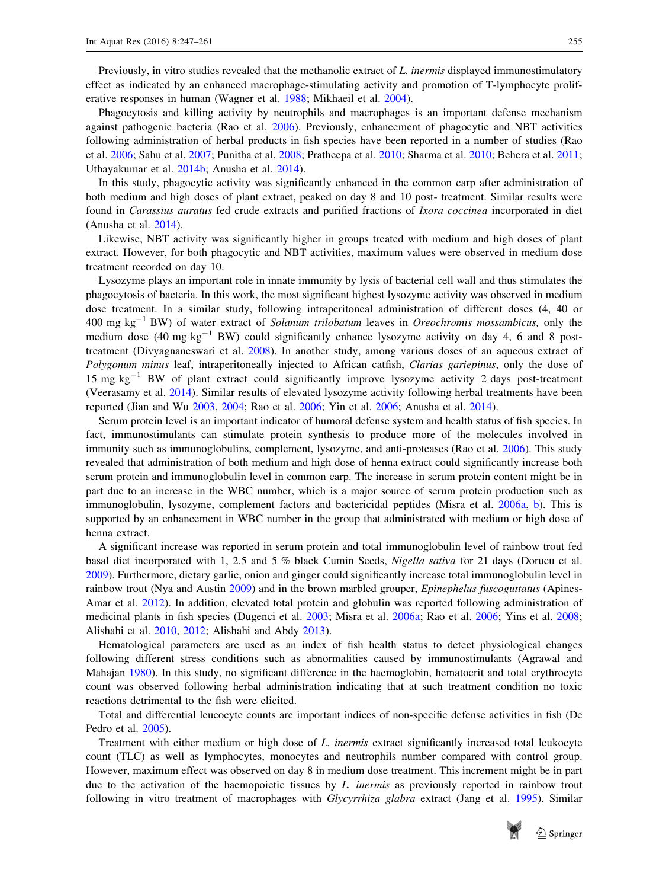Previously, in vitro studies revealed that the methanolic extract of *L. inermis* displayed immunostimulatory effect as indicated by an enhanced macrophage-stimulating activity and promotion of T-lymphocyte proliferative responses in human (Wagner et al. 1988; Mikhaeil et al. 2004).

Phagocytosis and killing activity by neutrophils and macrophages is an important defense mechanism against pathogenic bacteria (Rao et al. 2006). Previously, enhancement of phagocytic and NBT activities following administration of herbal products in fish species have been reported in a number of studies (Rao et al. 2006; Sahu et al. 2007; Punitha et al. 2008; Pratheepa et al. 2010; Sharma et al. 2010; Behera et al. 2011; Uthayakumar et al. 2014b; Anusha et al. 2014).

In this study, phagocytic activity was significantly enhanced in the common carp after administration of both medium and high doses of plant extract, peaked on day 8 and 10 post- treatment. Similar results were found in *Carassius auratus* fed crude extracts and purified fractions of *Ixora coccinea* incorporated in diet (Anusha et al. 2014).

Likewise, NBT activity was significantly higher in groups treated with medium and high doses of plant extract. However, for both phagocytic and NBT activities, maximum values were observed in medium dose treatment recorded on day 10.

Lysozyme plays an important role in innate immunity by lysis of bacterial cell wall and thus stimulates the phagocytosis of bacteria. In this work, the most significant highest lysozyme activity was observed in medium dose treatment. In a similar study, following intraperitoneal administration of different doses (4, 40 or 400 mg $kg^{-1}$ BW) of water extract of *Solanum trilobatum* leaves in *Oreochromis mossambicus,* only the medium dose (40 mg $kg^{-1}$ BW) could significantly enhance lysozyme activity on day 4, 6 and 8 post-treatment (Divyagnaneswari et al. 2008). In another study, among various doses of an aqueous extract of *Polygonum minus* leaf, intraperitoneally injected to African catfish, *Clarias gariepinus*, only the dose of 15 mg $kg^{-1}$ BW of plant extract could significantly improve lysozyme activity 2 days post-treatment (Veerasamy et al. 2014). Similar results of elevated lysozyme activity following herbal treatments have been reported (Jian and Wu 2003, 2004; Rao et al. 2006; Yin et al. 2006; Anusha et al. 2014).

Serum protein level is an important indicator of humoral defense system and health status of fish species. In fact, immunostimulants can stimulate protein synthesis to produce more of the molecules involved in immunity such as immunoglobulins, complement, lysozyme, and anti-proteases (Rao et al. 2006). This study revealed that administration of both medium and high dose of henna extract could significantly increase both serum protein and immunoglobulin level in common carp. The increase in serum protein content might be in part due to an increase in the WBC number, which is a major source of serum protein production such as immunoglobulin, lysozyme, complement factors and bactericidal peptides (Misra et al. 2006a, b). This is supported by an enhancement in WBC number in the group that administrated with medium or high dose of henna extract.

A significant increase was reported in serum protein and total immunoglobulin level of rainbow trout fed basal diet incorporated with 1, 2.5 and 5 % black Cumin Seeds, *Nigella sativa* for 21 days (Dorucu et al. 2009). Furthermore, dietary garlic, onion and ginger could significantly increase total immunoglobulin level in rainbow trout (Nya and Austin 2009) and in the brown marbled grouper, *Epinephelus fuscoguttatus* (Apines-Amar et al. 2012). In addition, elevated total protein and globulin was reported following administration of medicinal plants in fish species (Dugenci et al. 2003; Misra et al. 2006a; Rao et al. 2006; Yins et al. 2008; Alishahi et al. 2010, 2012; Alishahi and Abdy 2013).

Hematological parameters are used as an index of fish health status to detect physiological changes following different stress conditions such as abnormalities caused by immunostimulants (Agrawal and Mahajan 1980). In this study, no significant difference in the haemoglobin, hematocrit and total erythrocyte count was observed following herbal administration indicating that at such treatment condition no toxic reactions detrimental to the fish were elicited.

Total and differential leucocyte counts are important indices of non-specific defense activities in fish (De Pedro et al. 2005).

Treatment with either medium or high dose of *L. inermis* extract significantly increased total leukocyte count (TLC) as well as lymphocytes, monocytes and neutrophils number compared with control group. However, maximum effect was observed on day 8 in medium dose treatment. This increment might be in part due to the activation of the haemopoietic tissues by *L. inermis* as previously reported in rainbow trout following in vitro treatment of macrophages with *Glycyrrhiza glabra* extract (Jang et al. 1995). Similar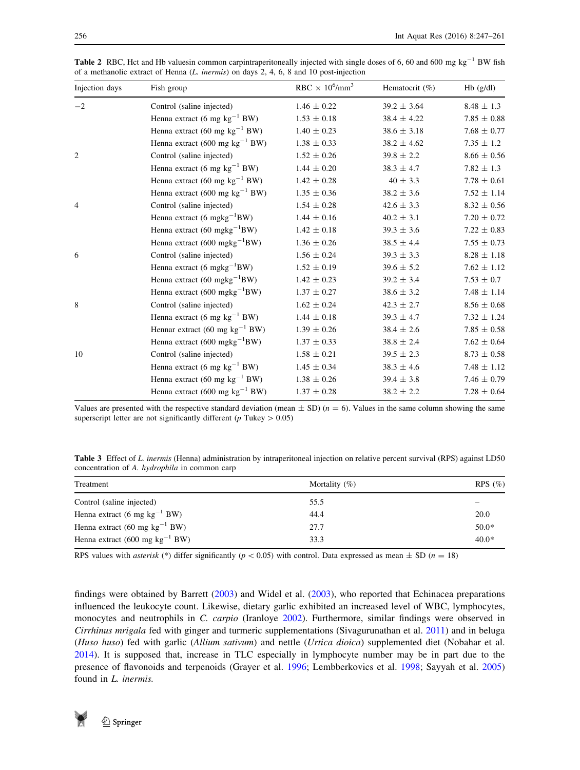**Table 2** RBC, Hct and Hb valuesin common carpintraperitoneally injected with single doses of 6, 60 and 600 mg kg$^{-1}$ BW fish of a methanolic extract of Henna (*L. inermis*) on days 2, 4, 6, 8 and 10 post-injection

| Injection days | Fish group | RBC × 10$^6$/mm$^3$ | Hematocrit (%) | Hb (g/dl) |
|---|---|---|---|---|
| −2 | Control (saline injected) | 1.46 ± 0.22 | 39.2 ± 3.64 | 8.48 ± 1.3 |
| | Henna extract (6 mg kg$^{-1}$ BW) | 1.53 ± 0.18 | 38.4 ± 4.22 | 7.85 ± 0.88 |
| | Henna extract (60 mg kg$^{-1}$ BW) | 1.40 ± 0.23 | 38.6 ± 3.18 | 7.68 ± 0.77 |
| | Henna extract (600 mg kg$^{-1}$ BW) | 1.38 ± 0.33 | 38.2 ± 4.62 | 7.35 ± 1.2 |
| 2 | Control (saline injected) | 1.52 ± 0.26 | 39.8 ± 2.2 | 8.66 ± 0.56 |
| | Henna extract (6 mg kg$^{-1}$ BW) | 1.44 ± 0.20 | 38.3 ± 4.7 | 7.82 ± 1.3 |
| | Henna extract (60 mg kg$^{-1}$ BW) | 1.42 ± 0.28 | 40 ± 3.3 | 7.78 ± 0.61 |
| | Henna extract (600 mg kg$^{-1}$ BW) | 1.35 ± 0.36 | 38.2 ± 3.6 | 7.52 ± 1.14 |
| 4 | Control (saline injected) | 1.54 ± 0.28 | 42.6 ± 3.3 | 8.32 ± 0.56 |
| | Henna extract (6 mgkg$^{-1}$BW) | 1.44 ± 0.16 | 40.2 ± 3.1 | 7.20 ± 0.72 |
| | Henna extract (60 mgkg$^{-1}$BW) | 1.42 ± 0.18 | 39.3 ± 3.6 | 7.22 ± 0.83 |
| | Henna extract (600 mgkg$^{-1}$BW) | 1.36 ± 0.26 | 38.5 ± 4.4 | 7.55 ± 0.73 |
| 6 | Control (saline injected) | 1.56 ± 0.24 | 39.3 ± 3.3 | 8.28 ± 1.18 |
| | Henna extract (6 mgkg$^{-1}$BW) | 1.52 ± 0.19 | 39.6 ± 5.2 | 7.62 ± 1.12 |
| | Henna extract (60 mgkg$^{-1}$BW) | 1.42 ± 0.23 | 39.2 ± 3.4 | 7.53 ± 0.7 |
| | Henna extract (600 mgkg$^{-1}$BW) | 1.37 ± 0.27 | 38.6 ± 3.2 | 7.48 ± 1.14 |
| 8 | Control (saline injected) | 1.62 ± 0.24 | 42.3 ± 2.7 | 8.56 ± 0.68 |
| | Henna extract (6 mg kg$^{-1}$ BW) | 1.44 ± 0.18 | 39.3 ± 4.7 | 7.32 ± 1.24 |
| | Hennar extract (60 mg kg$^{-1}$ BW) | 1.39 ± 0.26 | 38.4 ± 2.6 | 7.85 ± 0.58 |
| | Henna extract (600 mgkg$^{-1}$BW) | 1.37 ± 0.33 | 38.8 ± 2.4 | 7.62 ± 0.64 |
| 10 | Control (saline injected) | 1.58 ± 0.21 | 39.5 ± 2.3 | 8.73 ± 0.58 |
| | Henna extract (6 mg kg$^{-1}$ BW) | 1.45 ± 0.34 | 38.3 ± 4.6 | 7.48 ± 1.12 |
| | Henna extract (60 mg kg$^{-1}$ BW) | 1.38 ± 0.26 | 39.4 ± 3.8 | 7.46 ± 0.79 |
| | Henna extract (600 mg kg$^{-1}$ BW) | 1.37 ± 0.28 | 38.2 ± 2.2 | 7.28 ± 0.64 |

Values are presented with the respective standard deviation (mean ± SD) ($n = 6$). Values in the same column showing the same superscript letter are not significantly different ($p$ Tukey > 0.05)

**Table 3** Effect of *L. inermis* (Henna) administration by intraperitoneal injection on relative percent survival (RPS) against LD50 concentration of *A. hydrophila* in common carp

| Treatment | Mortality (%) | RPS (%) |
|---|---|---|
| Control (saline injected) | 55.5 | – |
| Henna extract (6 mg kg$^{-1}$ BW) | 44.4 | 20.0 |
| Henna extract (60 mg kg$^{-1}$ BW) | 27.7 | 50.0* |
| Henna extract (600 mg kg$^{-1}$ BW) | 33.3 | 40.0* |

RPS values with *asterisk* (*) differ significantly ($p < 0.05$) with control. Data expressed as mean ± SD ($n = 18$)

findings were obtained by Barrett (2003) and Widel et al. (2003), who reported that Echinacea preparations influenced the leukocyte count. Likewise, dietary garlic exhibited an increased level of WBC, lymphocytes, monocytes and neutrophils in *C. carpio* (Iranloye 2002). Furthermore, similar findings were observed in *Cirrhinus mrigala* fed with ginger and turmeric supplementations (Sivagurunathan et al. 2011) and in beluga (*Huso huso*) fed with garlic (*Allium sativum*) and nettle (*Urtica dioica*) supplemented diet (Nobahar et al. 2014). It is supposed that, increase in TLC especially in lymphocyte number may be in part due to the presence of flavonoids and terpenoids (Grayer et al. 1996; Lembberkovics et al. 1998; Sayyah et al. 2005) found in *L. inermis.*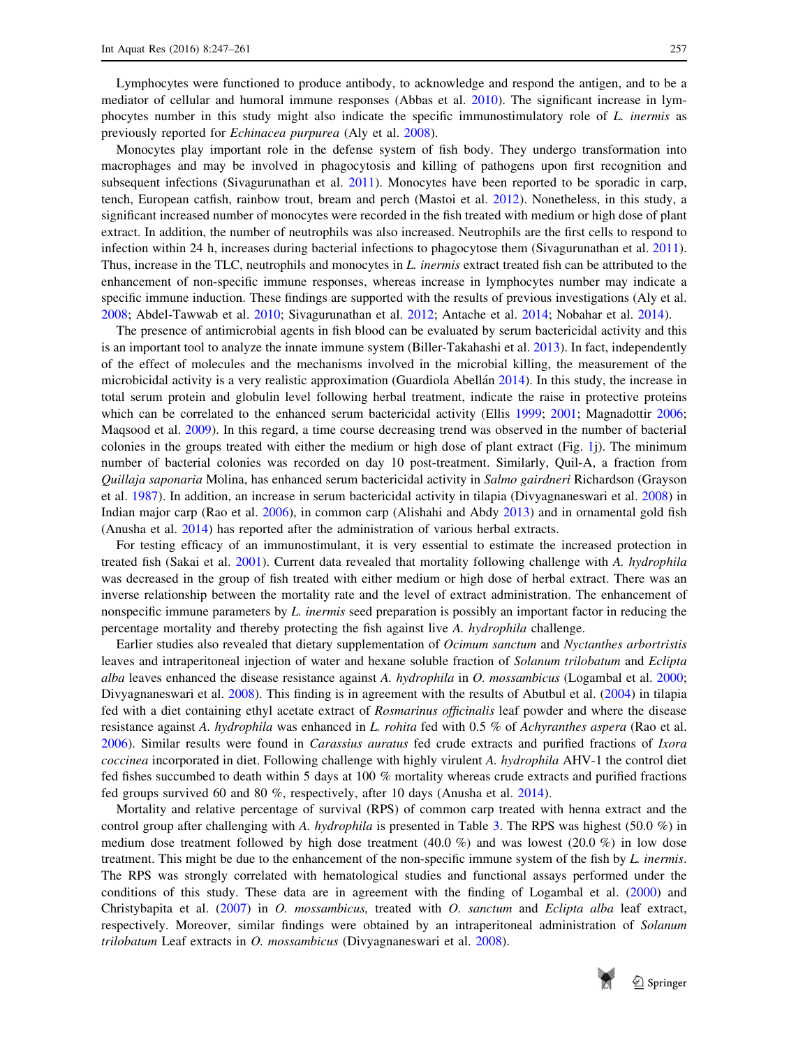Lymphocytes were functioned to produce antibody, to acknowledge and respond the antigen, and to be a mediator of cellular and humoral immune responses (Abbas et al. 2010). The significant increase in lymphocytes number in this study might also indicate the specific immunostimulatory role of *L. inermis* as previously reported for *Echinacea purpurea* (Aly et al. 2008).

Monocytes play important role in the defense system of fish body. They undergo transformation into macrophages and may be involved in phagocytosis and killing of pathogens upon first recognition and subsequent infections (Sivagurunathan et al. 2011). Monocytes have been reported to be sporadic in carp, tench, European catfish, rainbow trout, bream and perch (Mastoi et al. 2012). Nonetheless, in this study, a significant increased number of monocytes were recorded in the fish treated with medium or high dose of plant extract. In addition, the number of neutrophils was also increased. Neutrophils are the first cells to respond to infection within 24 h, increases during bacterial infections to phagocytose them (Sivagurunathan et al. 2011). Thus, increase in the TLC, neutrophils and monocytes in *L. inermis* extract treated fish can be attributed to the enhancement of non-specific immune responses, whereas increase in lymphocytes number may indicate a specific immune induction. These findings are supported with the results of previous investigations (Aly et al. 2008; Abdel-Tawwab et al. 2010; Sivagurunathan et al. 2012; Antache et al. 2014; Nobahar et al. 2014).

The presence of antimicrobial agents in fish blood can be evaluated by serum bactericidal activity and this is an important tool to analyze the innate immune system (Biller-Takahashi et al. 2013). In fact, independently of the effect of molecules and the mechanisms involved in the microbial killing, the measurement of the microbicidal activity is a very realistic approximation (Guardiola Abellán 2014). In this study, the increase in total serum protein and globulin level following herbal treatment, indicate the raise in protective proteins which can be correlated to the enhanced serum bactericidal activity (Ellis 1999; 2001; Magnadottir 2006; Maqsood et al. 2009). In this regard, a time course decreasing trend was observed in the number of bacterial colonies in the groups treated with either the medium or high dose of plant extract (Fig. 1j). The minimum number of bacterial colonies was recorded on day 10 post-treatment. Similarly, Quil-A, a fraction from *Quillaja saponaria* Molina, has enhanced serum bactericidal activity in *Salmo gairdneri* Richardson (Grayson et al. 1987). In addition, an increase in serum bactericidal activity in tilapia (Divyagnaneswari et al. 2008) in Indian major carp (Rao et al. 2006), in common carp (Alishahi and Abdy 2013) and in ornamental gold fish (Anusha et al. 2014) has reported after the administration of various herbal extracts.

For testing efficacy of an immunostimulant, it is very essential to estimate the increased protection in treated fish (Sakai et al. 2001). Current data revealed that mortality following challenge with *A. hydrophila* was decreased in the group of fish treated with either medium or high dose of herbal extract. There was an inverse relationship between the mortality rate and the level of extract administration. The enhancement of nonspecific immune parameters by *L. inermis* seed preparation is possibly an important factor in reducing the percentage mortality and thereby protecting the fish against live *A. hydrophila* challenge.

Earlier studies also revealed that dietary supplementation of *Ocimum sanctum* and *Nyctanthes arbortristis* leaves and intraperitoneal injection of water and hexane soluble fraction of *Solanum trilobatum* and *Eclipta alba* leaves enhanced the disease resistance against *A. hydrophila* in *O. mossambicus* (Logambal et al. 2000; Divyagnaneswari et al. 2008). This finding is in agreement with the results of Abutbul et al. (2004) in tilapia fed with a diet containing ethyl acetate extract of *Rosmarinus officinalis* leaf powder and where the disease resistance against *A. hydrophila* was enhanced in *L. rohita* fed with 0.5 % of *Achyranthes aspera* (Rao et al. 2006). Similar results were found in *Carassius auratus* fed crude extracts and purified fractions of *Ixora coccinea* incorporated in diet. Following challenge with highly virulent *A. hydrophila* AHV-1 the control diet fed fishes succumbed to death within 5 days at 100 % mortality whereas crude extracts and purified fractions fed groups survived 60 and 80 %, respectively, after 10 days (Anusha et al. 2014).

Mortality and relative percentage of survival (RPS) of common carp treated with henna extract and the control group after challenging with *A. hydrophila* is presented in Table 3. The RPS was highest (50.0 %) in medium dose treatment followed by high dose treatment (40.0 %) and was lowest (20.0 %) in low dose treatment. This might be due to the enhancement of the non-specific immune system of the fish by *L. inermis*. The RPS was strongly correlated with hematological studies and functional assays performed under the conditions of this study. These data are in agreement with the finding of Logambal et al. (2000) and Christybapita et al. (2007) in *O. mossambicus,* treated with *O. sanctum* and *Eclipta alba* leaf extract, respectively. Moreover, similar findings were obtained by an intraperitoneal administration of *Solanum trilobatum* Leaf extracts in *O. mossambicus* (Divyagnaneswari et al. 2008).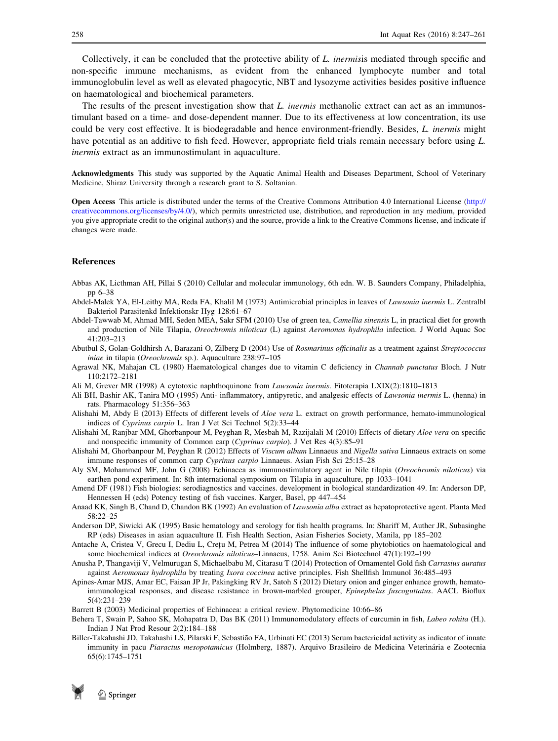Collectively, it can be concluded that the protective ability of *L. inermis*is mediated through specific and non-specific immune mechanisms, as evident from the enhanced lymphocyte number and total immunoglobulin level as well as elevated phagocytic, NBT and lysozyme activities besides positive influence on haematological and biochemical parameters.

The results of the present investigation show that *L. inermis* methanolic extract can act as an immunostimulant based on a time- and dose-dependent manner. Due to its effectiveness at low concentration, its use could be very cost effective. It is biodegradable and hence environment-friendly. Besides, *L. inermis* might have potential as an additive to fish feed. However, appropriate field trials remain necessary before using *L. inermis* extract as an immunostimulant in aquaculture.

**Acknowledgments** This study was supported by the Aquatic Animal Health and Diseases Department, School of Veterinary Medicine, Shiraz University through a research grant to S. Soltanian.

**Open Access** This article is distributed under the terms of the Creative Commons Attribution 4.0 International License (http://creativecommons.org/licenses/by/4.0/), which permits unrestricted use, distribution, and reproduction in any medium, provided you give appropriate credit to the original author(s) and the source, provide a link to the Creative Commons license, and indicate if changes were made.

## References

Abbas AK, Licthman AH, Pillai S (2010) Cellular and molecular immunology, 6th edn. W. B. Saunders Company, Philadelphia, pp 6–38

Abdel-Malek YA, El-Leithy MA, Reda FA, Khalil M (1973) Antimicrobial principles in leaves of *Lawsonia inermis* L. Zentralbl Bakteriol Parasitenkd Infektionskr Hyg 128:61–67

Abdel-Tawwab M, Ahmad MH, Seden MEA, Sakr SFM (2010) Use of green tea, *Camellia sinensis* L, in practical diet for growth and production of Nile Tilapia, *Oreochromis niloticus* (L) against *Aeromonas hydrophila* infection. J World Aquac Soc 41:203–213

Abutbul S, Golan-Goldhirsh A, Barazani O, Zilberg D (2004) Use of *Rosmarinus officinalis* as a treatment against *Streptococcus iniae* in tilapia (*Oreochromis* sp.). Aquaculture 238:97–105

Agrawal NK, Mahajan CL (1980) Haematological changes due to vitamin C deficiency in *Channab punctatus* Bloch. J Nutr 110:2172–2181

Ali M, Grever MR (1998) A cytotoxic naphthoquinone from *Lawsonia inermis*. Fitoterapia LXIX(2):1810–1813

Ali BH, Bashir AK, Tanira MO (1995) Anti- inflammatory, antipyretic, and analgesic effects of *Lawsonia inermis* L. (henna) in rats. Pharmacology 51:356–363

Alishahi M, Abdy E (2013) Effects of different levels of *Aloe vera* L. extract on growth performance, hemato-immunological indices of *Cyprinus carpio* L. Iran J Vet Sci Technol 5(2):33–44

Alishahi M, Ranjbar MM, Ghorbanpour M, Peyghan R, Mesbah M, Razijalali M (2010) Effects of dietary *Aloe vera* on specific and nonspecific immunity of Common carp (*Cyprinus carpio*). J Vet Res 4(3):85–91

Alishahi M, Ghorbanpour M, Peyghan R (2012) Effects of *Viscum album* Linnaeus and *Nigella sativa* Linnaeus extracts on some immune responses of common carp *Cyprinus carpio* Linnaeus. Asian Fish Sci 25:15–28

Aly SM, Mohammed MF, John G (2008) Echinacea as immunostimulatory agent in Nile tilapia (*Oreochromis niloticus*) via earthen pond experiment. In: 8th international symposium on Tilapia in aquaculture, pp 1033–1041

Amend DF (1981) Fish biologies: serodiagnostics and vaccines. development in biological standardization 49. In: Anderson DP, Hennessen H (eds) Potency testing of fish vaccines. Karger, Basel, pp 447–454

Anaad KK, Singh B, Chand D, Chandon BK (1992) An evaluation of *Lawsonia alba* extract as hepatoprotective agent. Planta Med 58:22–25

Anderson DP, Siwicki AK (1995) Basic hematology and serology for fish health programs. In: Shariff M, Auther JR, Subasinghe RP (eds) Diseases in asian aquaculture II. Fish Health Section, Asian Fisheries Society, Manila, pp 185–202

Antache A, Cristea V, Grecu I, Dediu L, Creţu M, Petrea M (2014) The influence of some phytobiotics on haematological and some biochemical indices at *Oreochromis niloticus*–Linnaeus, 1758. Anim Sci Biotechnol 47(1):192–199

Anusha P, Thangaviji V, Velmurugan S, Michaelbabu M, Citarasu T (2014) Protection of Ornamentel Gold fish *Carrasius auratus* against *Aeromonas hydrophila* by treating *Ixora coccinea* active principles. Fish Shellfish Immunol 36:485–493

Apines-Amar MJS, Amar EC, Faisan JP Jr, Pakingking RV Jr, Satoh S (2012) Dietary onion and ginger enhance growth, hemato-immunological responses, and disease resistance in brown-marbled grouper, *Epinephelus fuscoguttatus*. AACL Bioflux 5(4):231–239

Barrett B (2003) Medicinal properties of Echinacea: a critical review. Phytomedicine 10:66–86

Behera T, Swain P, Sahoo SK, Mohapatra D, Das BK (2011) Immunomodulatory effects of curcumin in fish, *Labeo rohita* (H.). Indian J Nat Prod Resour 2(2):184–188

Biller-Takahashi JD, Takahashi LS, Pilarski F, Sebastião FA, Urbinati EC (2013) Serum bactericidal activity as indicator of innate immunity in pacu *Piaractus mesopotamicus* (Holmberg, 1887). Arquivo Brasileiro de Medicina Veterinária e Zootecnia 65(6):1745–1751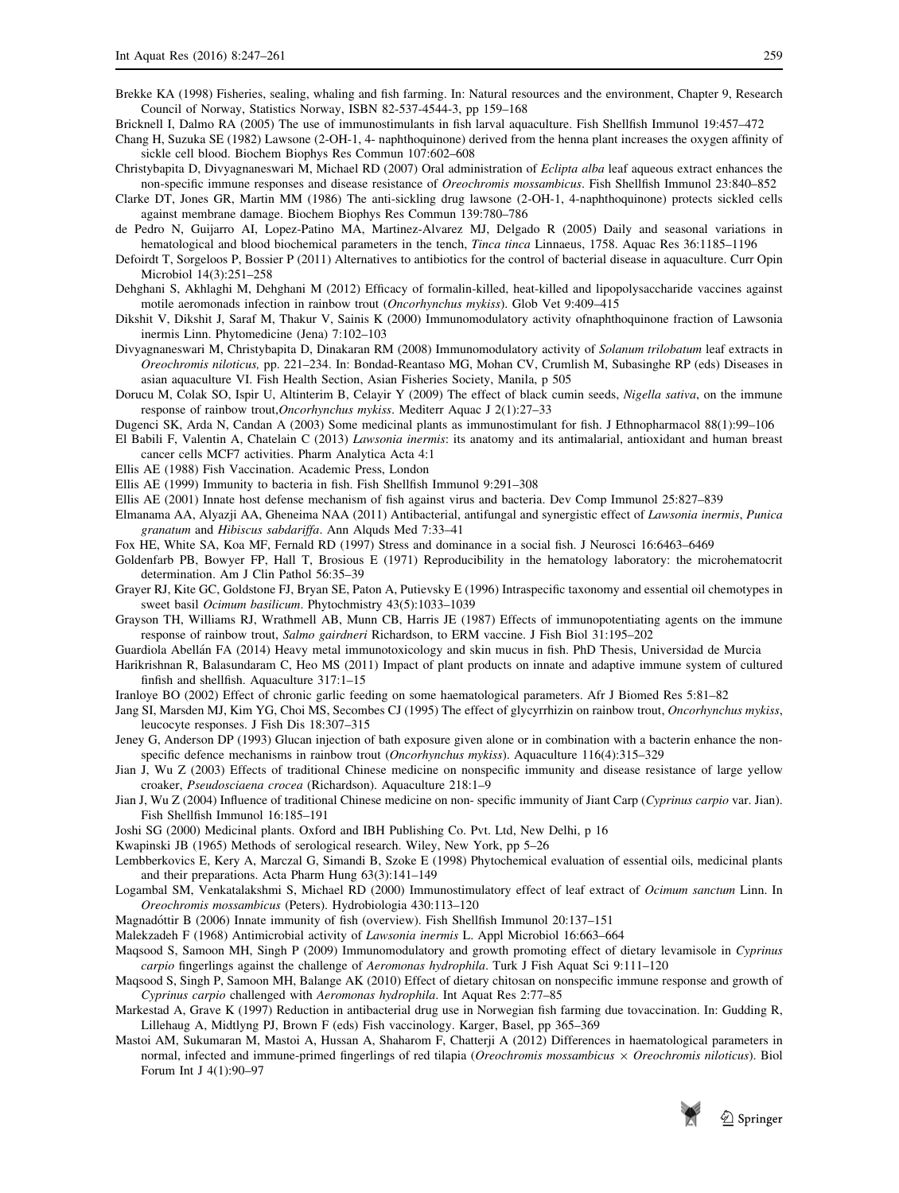Brekke KA (1998) Fisheries, sealing, whaling and fish farming. In: Natural resources and the environment, Chapter 9, Research Council of Norway, Statistics Norway, ISBN 82-537-4544-3, pp 159–168

Bricknell I, Dalmo RA (2005) The use of immunostimulants in fish larval aquaculture. Fish Shellfish Immunol 19:457–472

Chang H, Suzuka SE (1982) Lawsone (2-OH-1, 4- naphthoquinone) derived from the henna plant increases the oxygen affinity of sickle cell blood. Biochem Biophys Res Commun 107:602–608

Christybapita D, Divyagnaneswari M, Michael RD (2007) Oral administration of *Eclipta alba* leaf aqueous extract enhances the non-specific immune responses and disease resistance of *Oreochromis mossambicus*. Fish Shellfish Immunol 23:840–852

Clarke DT, Jones GR, Martin MM (1986) The anti-sickling drug lawsone (2-OH-1, 4-naphthoquinone) protects sickled cells against membrane damage. Biochem Biophys Res Commun 139:780–786

de Pedro N, Guijarro AI, Lopez-Patino MA, Martinez-Alvarez MJ, Delgado R (2005) Daily and seasonal variations in hematological and blood biochemical parameters in the tench, *Tinca tinca* Linnaeus, 1758. Aquac Res 36:1185–1196

Defoirdt T, Sorgeloos P, Bossier P (2011) Alternatives to antibiotics for the control of bacterial disease in aquaculture. Curr Opin Microbiol 14(3):251–258

Dehghani S, Akhlaghi M, Dehghani M (2012) Efficacy of formalin-killed, heat-killed and lipopolysaccharide vaccines against motile aeromonads infection in rainbow trout (*Oncorhynchus mykiss*). Glob Vet 9:409–415

Dikshit V, Dikshit J, Saraf M, Thakur V, Sainis K (2000) Immunomodulatory activity ofnaphthoquinone fraction of Lawsonia inermis Linn. Phytomedicine (Jena) 7:102–103

Divyagnaneswari M, Christybapita D, Dinakaran RM (2008) Immunomodulatory activity of *Solanum trilobatum* leaf extracts in *Oreochromis niloticus,* pp. 221–234. In: Bondad-Reantaso MG, Mohan CV, Crumlish M, Subasinghe RP (eds) Diseases in asian aquaculture VI. Fish Health Section, Asian Fisheries Society, Manila, p 505

Dorucu M, Colak SO, Ispir U, Altinterim B, Celayir Y (2009) The effect of black cumin seeds, *Nigella sativa*, on the immune response of rainbow trout,*Oncorhynchus mykiss*. Mediterr Aquac J 2(1):27–33

Dugenci SK, Arda N, Candan A (2003) Some medicinal plants as immunostimulant for fish. J Ethnopharmacol 88(1):99–106

El Babili F, Valentin A, Chatelain C (2013) *Lawsonia inermis*: its anatomy and its antimalarial, antioxidant and human breast cancer cells MCF7 activities. Pharm Analytica Acta 4:1

Ellis AE (1988) Fish Vaccination. Academic Press, London

Ellis AE (1999) Immunity to bacteria in fish. Fish Shellfish Immunol 9:291–308

Ellis AE (2001) Innate host defense mechanism of fish against virus and bacteria. Dev Comp Immunol 25:827–839

Elmanama AA, Alyazji AA, Gheneima NAA (2011) Antibacterial, antifungal and synergistic effect of *Lawsonia inermis*, *Punica granatum* and *Hibiscus sabdariffa*. Ann Alquds Med 7:33–41

Fox HE, White SA, Koa MF, Fernald RD (1997) Stress and dominance in a social fish. J Neurosci 16:6463–6469

Goldenfarb PB, Bowyer FP, Hall T, Brosious E (1971) Reproducibility in the hematology laboratory: the microhematocrit determination. Am J Clin Pathol 56:35–39

Grayer RJ, Kite GC, Goldstone FJ, Bryan SE, Paton A, Putievsky E (1996) Intraspecific taxonomy and essential oil chemotypes in sweet basil *Ocimum basilicum*. Phytochmistry 43(5):1033–1039

Grayson TH, Williams RJ, Wrathmell AB, Munn CB, Harris JE (1987) Effects of immunopotentiating agents on the immune response of rainbow trout, *Salmo gairdneri* Richardson, to ERM vaccine. J Fish Biol 31:195–202

Guardiola Abellán FA (2014) Heavy metal immunotoxicology and skin mucus in fish. PhD Thesis, Universidad de Murcia

Harikrishnan R, Balasundaram C, Heo MS (2011) Impact of plant products on innate and adaptive immune system of cultured finfish and shellfish. Aquaculture 317:1–15

Iranloye BO (2002) Effect of chronic garlic feeding on some haematological parameters. Afr J Biomed Res 5:81–82

Jang SI, Marsden MJ, Kim YG, Choi MS, Secombes CJ (1995) The effect of glycyrrhizin on rainbow trout, *Oncorhynchus mykiss*, leucocyte responses. J Fish Dis 18:307–315

Jeney G, Anderson DP (1993) Glucan injection of bath exposure given alone or in combination with a bacterin enhance the non-specific defence mechanisms in rainbow trout (*Oncorhynchus mykiss*). Aquaculture 116(4):315–329

Jian J, Wu Z (2003) Effects of traditional Chinese medicine on nonspecific immunity and disease resistance of large yellow croaker, *Pseudosciaena crocea* (Richardson). Aquaculture 218:1–9

Jian J, Wu Z (2004) Influence of traditional Chinese medicine on non- specific immunity of Jiant Carp (*Cyprinus carpio* var. Jian). Fish Shellfish Immunol 16:185–191

Joshi SG (2000) Medicinal plants. Oxford and IBH Publishing Co. Pvt. Ltd, New Delhi, p 16

Kwapinski JB (1965) Methods of serological research. Wiley, New York, pp 5–26

Lembberkovics E, Kery A, Marczal G, Simandi B, Szoke E (1998) Phytochemical evaluation of essential oils, medicinal plants and their preparations. Acta Pharm Hung 63(3):141–149

Logambal SM, Venkatalakshmi S, Michael RD (2000) Immunostimulatory effect of leaf extract of *Ocimum sanctum* Linn. In *Oreochromis mossambicus* (Peters). Hydrobiologia 430:113–120

Magnadóttir B (2006) Innate immunity of fish (overview). Fish Shellfish Immunol 20:137–151

Malekzadeh F (1968) Antimicrobial activity of *Lawsonia inermis* L. Appl Microbiol 16:663–664

Maqsood S, Samoon MH, Singh P (2009) Immunomodulatory and growth promoting effect of dietary levamisole in *Cyprinus carpio* fingerlings against the challenge of *Aeromonas hydrophila*. Turk J Fish Aquat Sci 9:111–120

Maqsood S, Singh P, Samoon MH, Balange AK (2010) Effect of dietary chitosan on nonspecific immune response and growth of *Cyprinus carpio* challenged with *Aeromonas hydrophila*. Int Aquat Res 2:77–85

Markestad A, Grave K (1997) Reduction in antibacterial drug use in Norwegian fish farming due tovaccination. In: Gudding R, Lillehaug A, Midtlyng PJ, Brown F (eds) Fish vaccinology. Karger, Basel, pp 365–369

Mastoi AM, Sukumaran M, Mastoi A, Hussan A, Shaharom F, Chatterji A (2012) Differences in haematological parameters in normal, infected and immune-primed fingerlings of red tilapia (*Oreochromis mossambicus* × *Oreochromis niloticus*). Biol Forum Int J 4(1):90–97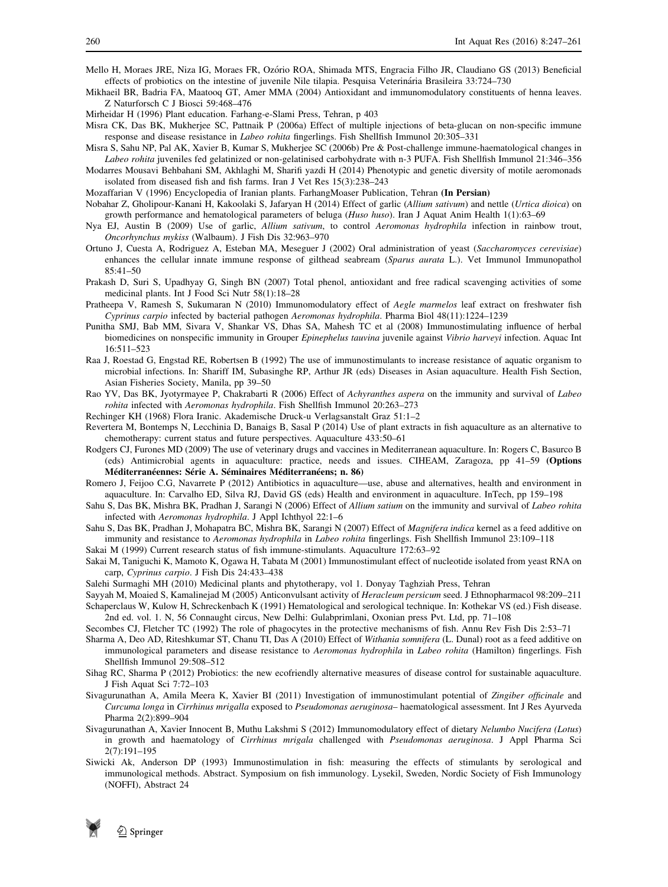Mello H, Moraes JRE, Niza IG, Moraes FR, Ozório ROA, Shimada MTS, Engracia Filho JR, Claudiano GS (2013) Beneficial effects of probiotics on the intestine of juvenile Nile tilapia. Pesquisa Veterinária Brasileira 33:724–730

Mikhaeil BR, Badria FA, Maatooq GT, Amer MMA (2004) Antioxidant and immunomodulatory constituents of henna leaves. Z Naturforsch C J Biosci 59:468–476

Mirheidar H (1996) Plant education. Farhang-e-Slami Press, Tehran, p 403

Misra CK, Das BK, Mukherjee SC, Pattnaik P (2006a) Effect of multiple injections of beta-glucan on non-specific immune response and disease resistance in *Labeo rohita* fingerlings. Fish Shellfish Immunol 20:305–331

Misra S, Sahu NP, Pal AK, Xavier B, Kumar S, Mukherjee SC (2006b) Pre & Post-challenge immune-haematological changes in *Labeo rohita* juveniles fed gelatinized or non-gelatinised carbohydrate with n-3 PUFA. Fish Shellfish Immunol 21:346–356

Modarres Mousavi Behbahani SM, Akhlaghi M, Sharifi yazdi H (2014) Phenotypic and genetic diversity of motile aeromonads isolated from diseased fish and fish farms. Iran J Vet Res 15(3):238–243

Mozaffarian V (1996) Encyclopedia of Iranian plants. FarhangMoaser Publication, Tehran **(In Persian)**

Nobahar Z, Gholipour-Kanani H, Kakoolaki S, Jafaryan H (2014) Effect of garlic (*Allium sativum*) and nettle (*Urtica dioica*) on growth performance and hematological parameters of beluga (*Huso huso*). Iran J Aquat Anim Health 1(1):63–69

Nya EJ, Austin B (2009) Use of garlic, *Allium sativum*, to control *Aeromonas hydrophila* infection in rainbow trout, *Oncorhynchus mykiss* (Walbaum). J Fish Dis 32:963–970

Ortuno J, Cuesta A, Rodriguez A, Esteban MA, Meseguer J (2002) Oral administration of yeast (*Saccharomyces cerevisiae*) enhances the cellular innate immune response of gilthead seabream (*Sparus aurata* L.). Vet Immunol Immunopathol 85:41–50

Prakash D, Suri S, Upadhyay G, Singh BN (2007) Total phenol, antioxidant and free radical scavenging activities of some medicinal plants. Int J Food Sci Nutr 58(1):18–28

Pratheepa V, Ramesh S, Sukumaran N (2010) Immunomodulatory effect of *Aegle marmelos* leaf extract on freshwater fish *Cyprinus carpio* infected by bacterial pathogen *Aeromonas hydrophila*. Pharma Biol 48(11):1224–1239

Punitha SMJ, Bab MM, Sivara V, Shankar VS, Dhas SA, Mahesh TC et al (2008) Immunostimulating influence of herbal biomedicines on nonspecific immunity in Grouper *Epinephelus tauvina* juvenile against *Vibrio harveyi* infection. Aquac Int 16:511–523

Raa J, Roestad G, Engstad RE, Robertsen B (1992) The use of immunostimulants to increase resistance of aquatic organism to microbial infections. In: Shariff IM, Subasinghe RP, Arthur JR (eds) Diseases in Asian aquaculture. Health Fish Section, Asian Fisheries Society, Manila, pp 39–50

Rao YV, Das BK, Jyotyrmayee P, Chakrabarti R (2006) Effect of *Achyranthes aspera* on the immunity and survival of *Labeo rohita* infected with *Aeromonas hydrophila*. Fish Shellfish Immunol 20:263–273

Rechinger KH (1968) Flora Iranic. Akademische Druck-u Verlagsanstalt Graz 51:1–2

Revertera M, Bontemps N, Lecchinia D, Banaigs B, Sasal P (2014) Use of plant extracts in fish aquaculture as an alternative to chemotherapy: current status and future perspectives. Aquaculture 433:50–61

Rodgers CJ, Furones MD (2009) The use of veterinary drugs and vaccines in Mediterranean aquaculture. In: Rogers C, Basurco B (eds) Antimicrobial agents in aquaculture: practice, needs and issues. CIHEAM, Zaragoza, pp 41–59 **(Options Méditerranéennes: Série A. Séminaires Méditerranéens; n. 86)**

Romero J, Feijoo C.G, Navarrete P (2012) Antibiotics in aquaculture—use, abuse and alternatives, health and environment in aquaculture. In: Carvalho ED, Silva RJ, David GS (eds) Health and environment in aquaculture. InTech, pp 159–198

Sahu S, Das BK, Mishra BK, Pradhan J, Sarangi N (2006) Effect of *Allium satium* on the immunity and survival of *Labeo rohita* infected with *Aeromonas hydrophila*. J Appl Ichthyol 22:1–6

Sahu S, Das BK, Pradhan J, Mohapatra BC, Mishra BK, Sarangi N (2007) Effect of *Magnifera indica* kernel as a feed additive on immunity and resistance to *Aeromonas hydrophila* in *Labeo rohita* fingerlings. Fish Shellfish Immunol 23:109–118

Sakai M (1999) Current research status of fish immune-stimulants. Aquaculture 172:63–92

Sakai M, Taniguchi K, Mamoto K, Ogawa H, Tabata M (2001) Immunostimulant effect of nucleotide isolated from yeast RNA on carp, *Cyprinus carpio*. J Fish Dis 24:433–438

Salehi Surmaghi MH (2010) Medicinal plants and phytotherapy, vol 1. Donyay Taghziah Press, Tehran

Sayyah M, Moaied S, Kamalinejad M (2005) Anticonvulsant activity of *Heracleum persicum* seed. J Ethnopharmacol 98:209–211

Schaperclaus W, Kulow H, Schreckenbach K (1991) Hematological and serological technique. In: Kothekar VS (ed.) Fish disease. 2nd ed. vol. 1. N, 56 Connaught circus, New Delhi: Gulabprimlani, Oxonian press Pvt. Ltd, pp. 71–108

Secombes CJ, Fletcher TC (1992) The role of phagocytes in the protective mechanisms of fish. Annu Rev Fish Dis 2:53–71

Sharma A, Deo AD, Riteshkumar ST, Chanu TI, Das A (2010) Effect of *Withania somnifera* (L. Dunal) root as a feed additive on immunological parameters and disease resistance to *Aeromonas hydrophila* in *Labeo rohita* (Hamilton) fingerlings. Fish Shellfish Immunol 29:508–512

Sihag RC, Sharma P (2012) Probiotics: the new ecofriendly alternative measures of disease control for sustainable aquaculture. J Fish Aquat Sci 7:72–103

Sivagurunathan A, Amila Meera K, Xavier BI (2011) Investigation of immunostimulant potential of *Zingiber officinale* and *Curcuma longa* in *Cirrhinus mrigalla* exposed to *Pseudomonas aeruginosa*– haematological assessment. Int J Res Ayurveda Pharma 2(2):899–904

Sivagurunathan A, Xavier Innocent B, Muthu Lakshmi S (2012) Immunomodulatory effect of dietary *Nelumbo Nucifera (Lotus)* in growth and haematology of *Cirrhinus mrigala* challenged with *Pseudomonas aeruginosa*. J Appl Pharma Sci 2(7):191–195

Siwicki Ak, Anderson DP (1993) Immunostimulation in fish: measuring the effects of stimulants by serological and immunological methods. Abstract. Symposium on fish immunology. Lysekil, Sweden, Nordic Society of Fish Immunology (NOFFI), Abstract 24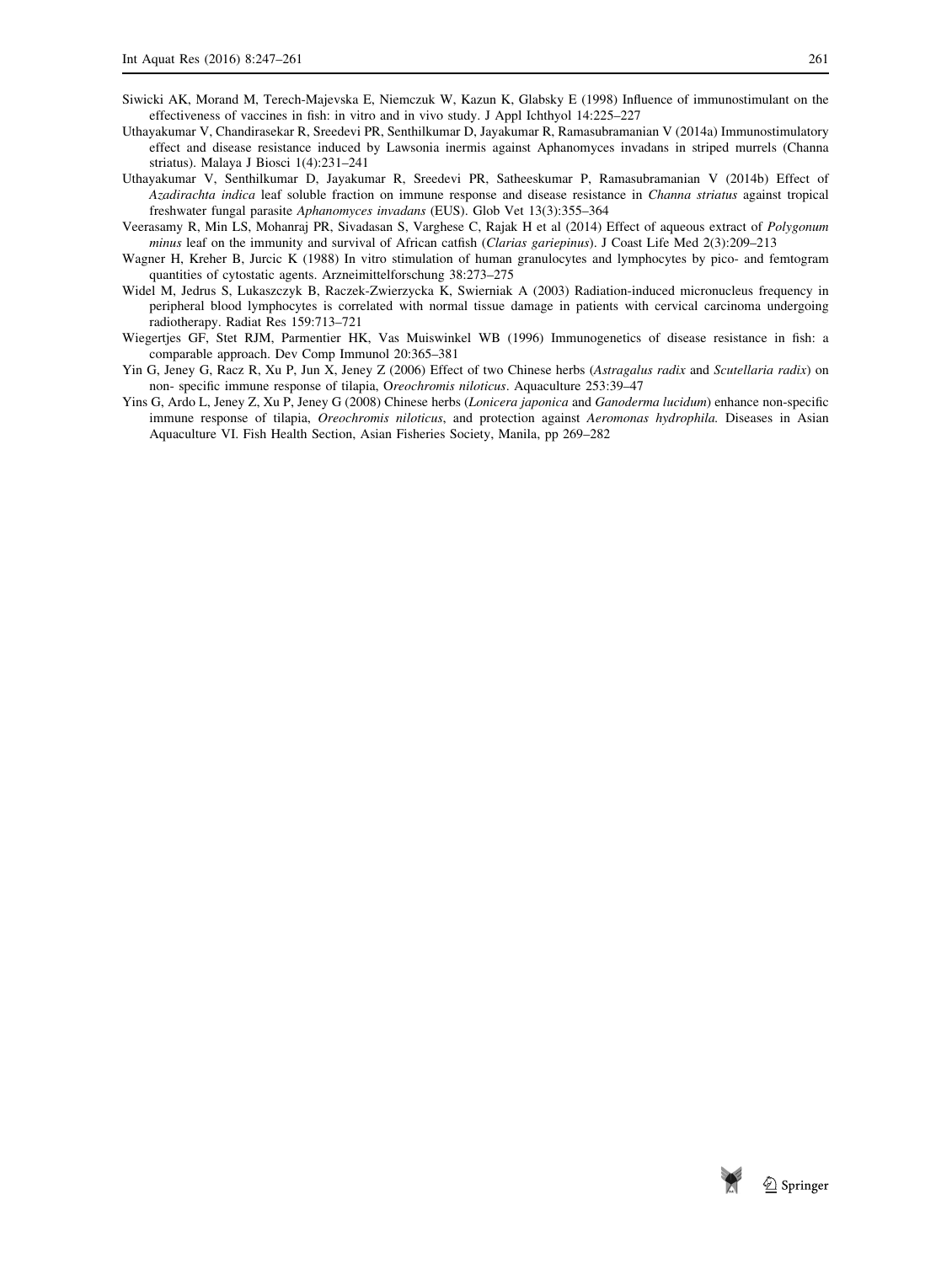Siwicki AK, Morand M, Terech-Majevska E, Niemczuk W, Kazun K, Glabsky E (1998) Influence of immunostimulant on the effectiveness of vaccines in fish: in vitro and in vivo study. J Appl Ichthyol 14:225–227

Uthayakumar V, Chandirasekar R, Sreedevi PR, Senthilkumar D, Jayakumar R, Ramasubramanian V (2014a) Immunostimulatory effect and disease resistance induced by Lawsonia inermis against Aphanomyces invadans in striped murrels (Channa striatus). Malaya J Biosci 1(4):231–241

Uthayakumar V, Senthilkumar D, Jayakumar R, Sreedevi PR, Satheeskumar P, Ramasubramanian V (2014b) Effect of *Azadirachta indica* leaf soluble fraction on immune response and disease resistance in *Channa striatus* against tropical freshwater fungal parasite *Aphanomyces invadans* (EUS). Glob Vet 13(3):355–364

Veerasamy R, Min LS, Mohanraj PR, Sivadasan S, Varghese C, Rajak H et al (2014) Effect of aqueous extract of *Polygonum minus* leaf on the immunity and survival of African catfish (*Clarias gariepinus*). J Coast Life Med 2(3):209–213

Wagner H, Kreher B, Jurcic K (1988) In vitro stimulation of human granulocytes and lymphocytes by pico- and femtogram quantities of cytostatic agents. Arzneimittelforschung 38:273–275

Widel M, Jedrus S, Lukaszczyk B, Raczek-Zwierzycka K, Swierniak A (2003) Radiation-induced micronucleus frequency in peripheral blood lymphocytes is correlated with normal tissue damage in patients with cervical carcinoma undergoing radiotherapy. Radiat Res 159:713–721

Wiegertjes GF, Stet RJM, Parmentier HK, Vas Muiswinkel WB (1996) Immunogenetics of disease resistance in fish: a comparable approach. Dev Comp Immunol 20:365–381

Yin G, Jeney G, Racz R, Xu P, Jun X, Jeney Z (2006) Effect of two Chinese herbs (*Astragalus radix* and *Scutellaria radix*) on non- specific immune response of tilapia, O*reochromis niloticus*. Aquaculture 253:39–47

Yins G, Ardo L, Jeney Z, Xu P, Jeney G (2008) Chinese herbs (*Lonicera japonica* and *Ganoderma lucidum*) enhance non-specific immune response of tilapia, *Oreochromis niloticus*, and protection against *Aeromonas hydrophila.* Diseases in Asian Aquaculture VI. Fish Health Section, Asian Fisheries Society, Manila, pp 269–282